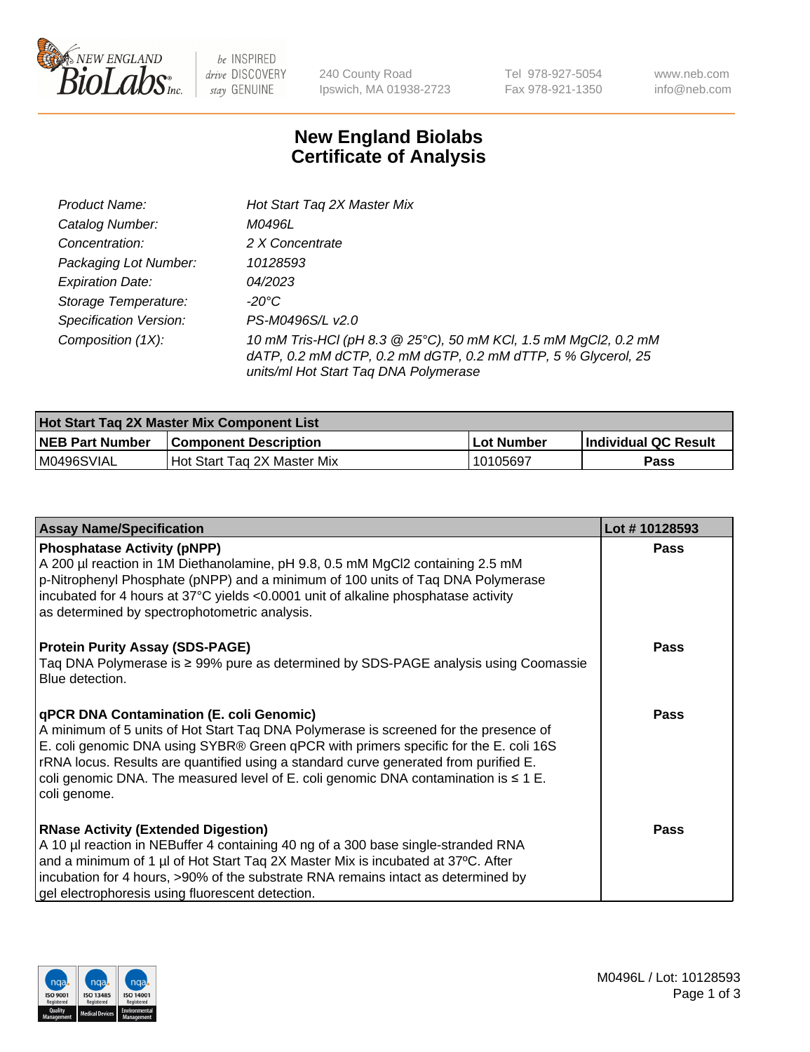New England Biolabs Inc. — be INSPIRED drive DISCOVERY stay GENUINE

240 County Road
Ipswich, MA 01938-2723

Tel 978-927-5054
Fax 978-921-1350

www.neb.com
info@neb.com

# New England Biolabs Certificate of Analysis

| | |
|---|---|
| *Product Name:* | *Hot Start Taq 2X Master Mix* |
| *Catalog Number:* | *M0496L* |
| *Concentration:* | *2 X Concentrate* |
| *Packaging Lot Number:* | *10128593* |
| *Expiration Date:* | *04/2023* |
| *Storage Temperature:* | *-20°C* |
| *Specification Version:* | *PS-M0496S/L v2.0* |
| *Composition (1X):* | *10 mM Tris-HCl (pH 8.3 @ 25°C), 50 mM KCl, 1.5 mM MgCl2, 0.2 mM dATP, 0.2 mM dCTP, 0.2 mM dGTP, 0.2 mM dTTP, 5 % Glycerol, 25 units/ml Hot Start Taq DNA Polymerase* |

| Hot Start Taq 2X Master Mix Component List | | | |
|---|---|---|---|
| **NEB Part Number** | **Component Description** | **Lot Number** | **Individual QC Result** |
| M0496SVIAL | Hot Start Taq 2X Master Mix | 10105697 | **Pass** |

| Assay Name/Specification | Lot # 10128593 |
|---|---|
| **Phosphatase Activity (pNPP)**<br>A 200 µl reaction in 1M Diethanolamine, pH 9.8, 0.5 mM MgCl2 containing 2.5 mM p-Nitrophenyl Phosphate (pNPP) and a minimum of 100 units of Taq DNA Polymerase incubated for 4 hours at 37°C yields <0.0001 unit of alkaline phosphatase activity as determined by spectrophotometric analysis. | **Pass** |
| **Protein Purity Assay (SDS-PAGE)**<br>Taq DNA Polymerase is ≥ 99% pure as determined by SDS-PAGE analysis using Coomassie Blue detection. | **Pass** |
| **qPCR DNA Contamination (E. coli Genomic)**<br>A minimum of 5 units of Hot Start Taq DNA Polymerase is screened for the presence of E. coli genomic DNA using SYBR® Green qPCR with primers specific for the E. coli 16S rRNA locus. Results are quantified using a standard curve generated from purified E. coli genomic DNA. The measured level of E. coli genomic DNA contamination is ≤ 1 E. coli genome. | **Pass** |
| **RNase Activity (Extended Digestion)**<br>A 10 µl reaction in NEBuffer 4 containing 40 ng of a 300 base single-stranded RNA and a minimum of 1 µl of Hot Start Taq 2X Master Mix is incubated at 37ºC. After incubation for 4 hours, >90% of the substrate RNA remains intact as determined by gel electrophoresis using fluorescent detection. | **Pass** |

M0496L / Lot: 10128593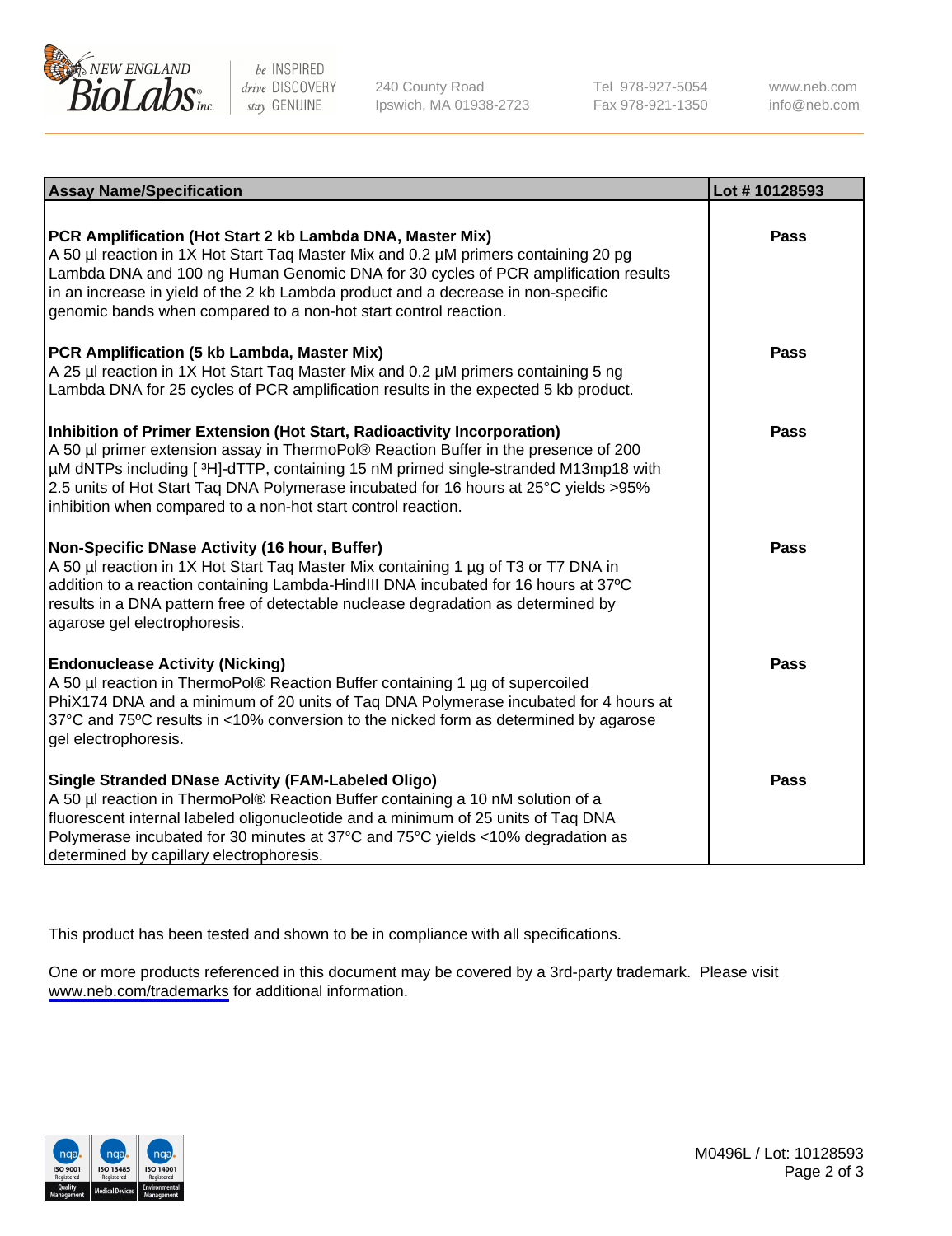| Assay Name/Specification | Lot # 10128593 |
|---|---|
| **PCR Amplification (Hot Start 2 kb Lambda DNA, Master Mix)**<br>A 50 µl reaction in 1X Hot Start Taq Master Mix and 0.2 µM primers containing 20 pg Lambda DNA and 100 ng Human Genomic DNA for 30 cycles of PCR amplification results in an increase in yield of the 2 kb Lambda product and a decrease in non-specific genomic bands when compared to a non-hot start control reaction. | **Pass** |
| **PCR Amplification (5 kb Lambda, Master Mix)**<br>A 25 µl reaction in 1X Hot Start Taq Master Mix and 0.2 µM primers containing 5 ng Lambda DNA for 25 cycles of PCR amplification results in the expected 5 kb product. | **Pass** |
| **Inhibition of Primer Extension (Hot Start, Radioactivity Incorporation)**<br>A 50 µl primer extension assay in ThermoPol® Reaction Buffer in the presence of 200 µM dNTPs including [ $^3$H]-dTTP, containing 15 nM primed single-stranded M13mp18 with 2.5 units of Hot Start Taq DNA Polymerase incubated for 16 hours at 25°C yields >95% inhibition when compared to a non-hot start control reaction. | **Pass** |
| **Non-Specific DNase Activity (16 hour, Buffer)**<br>A 50 µl reaction in 1X Hot Start Taq Master Mix containing 1 µg of T3 or T7 DNA in addition to a reaction containing Lambda-HindIII DNA incubated for 16 hours at 37ºC results in a DNA pattern free of detectable nuclease degradation as determined by agarose gel electrophoresis. | **Pass** |
| **Endonuclease Activity (Nicking)**<br>A 50 µl reaction in ThermoPol® Reaction Buffer containing 1 µg of supercoiled PhiX174 DNA and a minimum of 20 units of Taq DNA Polymerase incubated for 4 hours at 37°C and 75ºC results in <10% conversion to the nicked form as determined by agarose gel electrophoresis. | **Pass** |
| **Single Stranded DNase Activity (FAM-Labeled Oligo)**<br>A 50 µl reaction in ThermoPol® Reaction Buffer containing a 10 nM solution of a fluorescent internal labeled oligonucleotide and a minimum of 25 units of Taq DNA Polymerase incubated for 30 minutes at 37°C and 75°C yields <10% degradation as determined by capillary electrophoresis. | **Pass** |

This product has been tested and shown to be in compliance with all specifications.

One or more products referenced in this document may be covered by a 3rd-party trademark. Please visit www.neb.com/trademarks for additional information.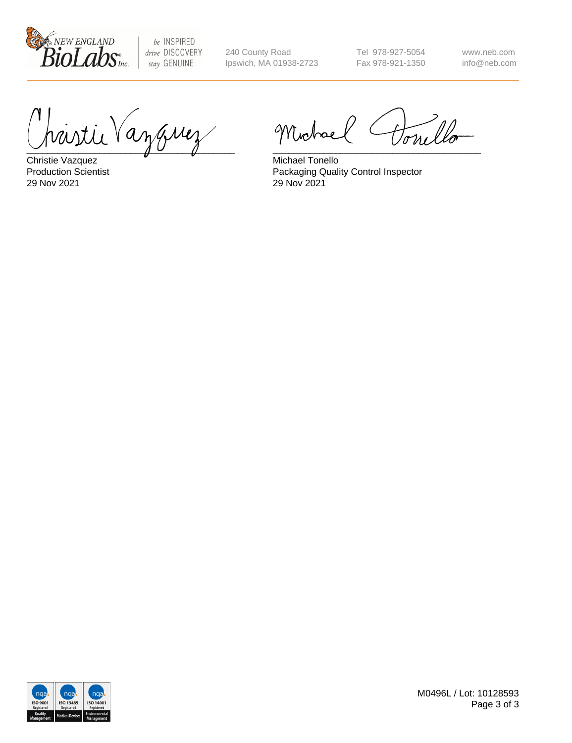240 County Road
Ipswich, MA 01938-2723

Tel 978-927-5054
Fax 978-921-1350

www.neb.com
info@neb.com

Christie Vazquez
Production Scientist
29 Nov 2021

Michael Tonello
Packaging Quality Control Inspector
29 Nov 2021

M0496L / Lot: 10128593